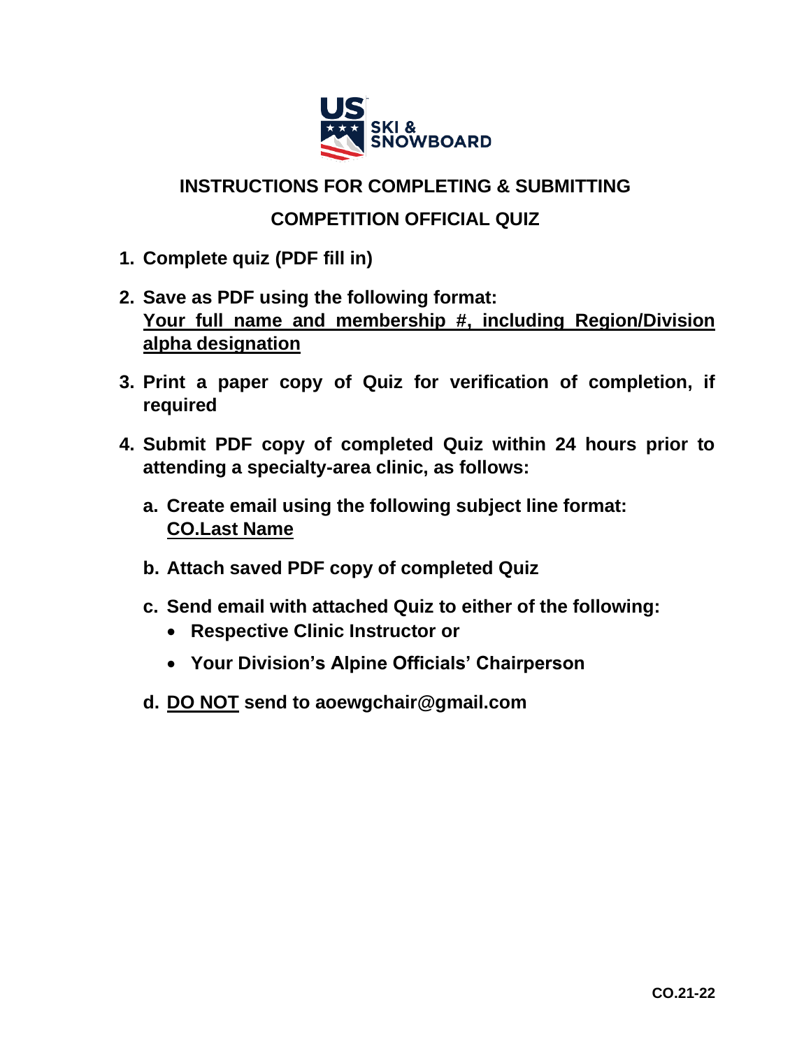# INSTRUCTIONS FOR COMPLETING & SUBMITTING COMPETITION OFFICIAL QUIZ

1. **Complete quiz (PDF fill in)**
2. **Save as PDF using the following format:**
   **Your full name and membership #, including Region/Division alpha designation**
3. **Print a paper copy of Quiz for verification of completion, if required**
4. **Submit PDF copy of completed Quiz within 24 hours prior to attending a specialty-area clinic, as follows:**
   a. **Create email using the following subject line format:**
      **CO.Last Name**
   b. **Attach saved PDF copy of completed Quiz**
   c. **Send email with attached Quiz to either of the following:**
      - **Respective Clinic Instructor or**
      - **Your Division's Alpine Officials' Chairperson**
   d. **DO NOT send to aoewgchair@gmail.com**

CO.21-22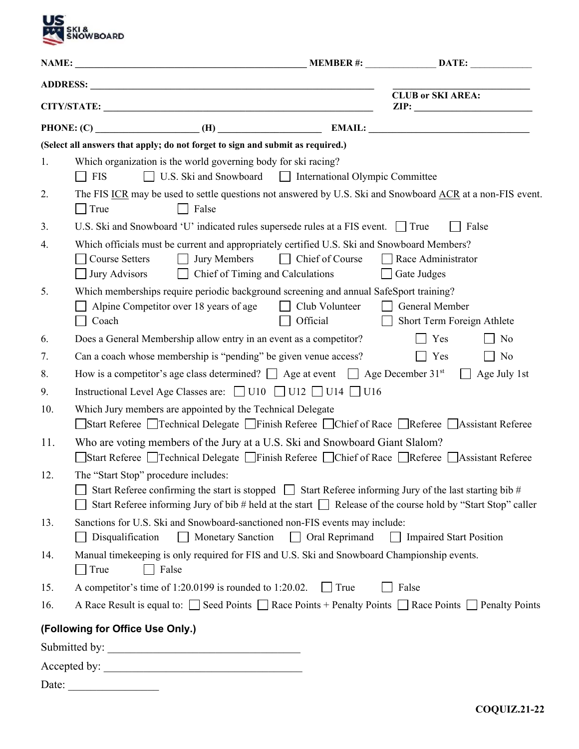US SKI & SNOWBOARD

**NAME:** _______________________________________________ **MEMBER #:** ______________ **DATE:** ____________

**ADDRESS:** ___________________________________________________________ ___________________________

**CLUB or SKI AREA:**

**CITY/STATE:** ________________________________________________________ **ZIP:** ________________________

**PHONE: (C)** _____________________ **(H)** _____________________ **EMAIL:** ________________________________

**(Select all answers that apply; do not forget to sign and submit as required.)**

1. Which organization is the world governing body for ski racing?
   ☐ FIS ☐ U.S. Ski and Snowboard ☐ International Olympic Committee

2. The FIS ICR may be used to settle questions not answered by U.S. Ski and Snowboard ACR at a non-FIS event.
   ☐ True ☐ False

3. U.S. Ski and Snowboard 'U' indicated rules supersede rules at a FIS event. ☐ True ☐ False

4. Which officials must be current and appropriately certified U.S. Ski and Snowboard Members?
   ☐ Course Setters ☐ Jury Members ☐ Chief of Course ☐ Race Administrator
   ☐ Jury Advisors ☐ Chief of Timing and Calculations ☐ Gate Judges

5. Which memberships require periodic background screening and annual SafeSport training?
   ☐ Alpine Competitor over 18 years of age ☐ Club Volunteer ☐ General Member
   ☐ Coach ☐ Official ☐ Short Term Foreign Athlete

6. Does a General Membership allow entry in an event as a competitor? ☐ Yes ☐ No

7. Can a coach whose membership is "pending" be given venue access? ☐ Yes ☐ No

8. How is a competitor's age class determined? ☐ Age at event ☐ Age December 31st ☐ Age July 1st

9. Instructional Level Age Classes are: ☐ U10 ☐ U12 ☐ U14 ☐ U16

10. Which Jury members are appointed by the Technical Delegate
    ☐ Start Referee ☐ Technical Delegate ☐ Finish Referee ☐ Chief of Race ☐ Referee ☐ Assistant Referee

11. Who are voting members of the Jury at a U.S. Ski and Snowboard Giant Slalom?
    ☐ Start Referee ☐ Technical Delegate ☐ Finish Referee ☐ Chief of Race ☐ Referee ☐ Assistant Referee

12. The "Start Stop" procedure includes:
    ☐ Start Referee confirming the start is stopped ☐ Start Referee informing Jury of the last starting bib #
    ☐ Start Referee informing Jury of bib # held at the start ☐ Release of the course hold by "Start Stop" caller

13. Sanctions for U.S. Ski and Snowboard-sanctioned non-FIS events may include:
    ☐ Disqualification ☐ Monetary Sanction ☐ Oral Reprimand ☐ Impaired Start Position

14. Manual timekeeping is only required for FIS and U.S. Ski and Snowboard Championship events.
    ☐ True ☐ False

15. A competitor's time of 1:20.0199 is rounded to 1:20.02. ☐ True ☐ False

16. A Race Result is equal to: ☐ Seed Points ☐ Race Points + Penalty Points ☐ Race Points ☐ Penalty Points

**(Following for Office Use Only.)**

Submitted by: __________________________________

Accepted by: ___________________________________

Date: ________________

**COQUIZ.21-22**